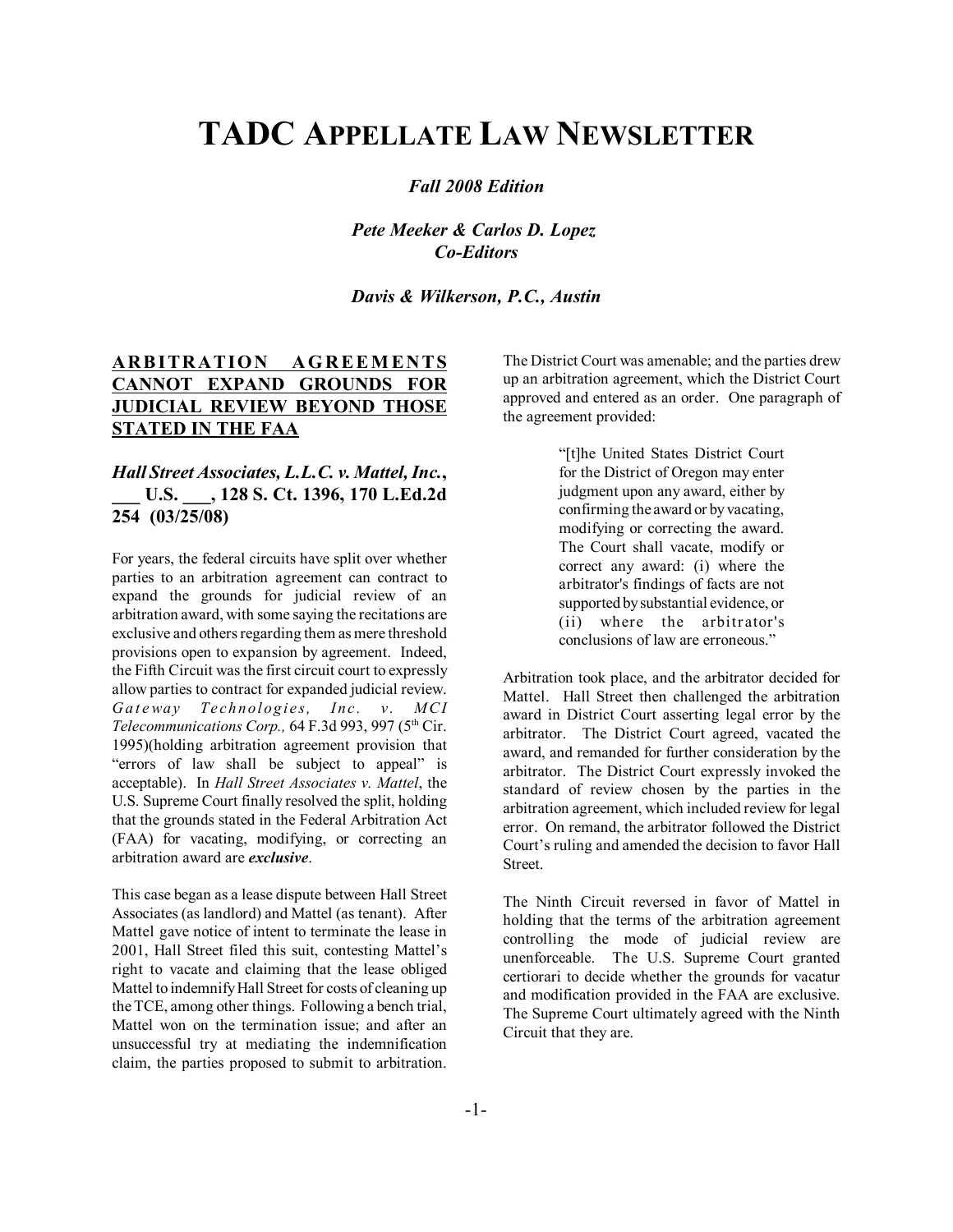# TADC APPELLATE LAW NEWSLETTER

***Fall 2008 Edition***

***Pete Meeker & Carlos D. Lopez***
***Co-Editors***

***Davis & Wilkerson, P.C., Austin***

## ARBITRATION AGREEMENTS CANNOT EXPAND GROUNDS FOR JUDICIAL REVIEW BEYOND THOSE STATED IN THE FAA

### *Hall Street Associates, L.L.C. v. Mattel, Inc.*, ___ U.S. ___, 128 S. Ct. 1396, 170 L.Ed.2d 254 (03/25/08)

For years, the federal circuits have split over whether parties to an arbitration agreement can contract to expand the grounds for judicial review of an arbitration award, with some saying the recitations are exclusive and others regarding them as mere threshold provisions open to expansion by agreement. Indeed, the Fifth Circuit was the first circuit court to expressly allow parties to contract for expanded judicial review. *Gateway Technologies, Inc. v. MCI Telecommunications Corp.,* 64 F.3d 993, 997 (5th Cir. 1995)(holding arbitration agreement provision that "errors of law shall be subject to appeal" is acceptable). In *Hall Street Associates v. Mattel*, the U.S. Supreme Court finally resolved the split, holding that the grounds stated in the Federal Arbitration Act (FAA) for vacating, modifying, or correcting an arbitration award are ***exclusive***.

This case began as a lease dispute between Hall Street Associates (as landlord) and Mattel (as tenant). After Mattel gave notice of intent to terminate the lease in 2001, Hall Street filed this suit, contesting Mattel's right to vacate and claiming that the lease obliged Mattel to indemnify Hall Street for costs of cleaning up the TCE, among other things. Following a bench trial, Mattel won on the termination issue; and after an unsuccessful try at mediating the indemnification claim, the parties proposed to submit to arbitration. The District Court was amenable; and the parties drew up an arbitration agreement, which the District Court approved and entered as an order. One paragraph of the agreement provided:

> "[t]he United States District Court for the District of Oregon may enter judgment upon any award, either by confirming the award or by vacating, modifying or correcting the award. The Court shall vacate, modify or correct any award: (i) where the arbitrator's findings of facts are not supported by substantial evidence, or (ii) where the arbitrator's conclusions of law are erroneous."

Arbitration took place, and the arbitrator decided for Mattel. Hall Street then challenged the arbitration award in District Court asserting legal error by the arbitrator. The District Court agreed, vacated the award, and remanded for further consideration by the arbitrator. The District Court expressly invoked the standard of review chosen by the parties in the arbitration agreement, which included review for legal error. On remand, the arbitrator followed the District Court's ruling and amended the decision to favor Hall Street.

The Ninth Circuit reversed in favor of Mattel in holding that the terms of the arbitration agreement controlling the mode of judicial review are unenforceable. The U.S. Supreme Court granted certiorari to decide whether the grounds for vacatur and modification provided in the FAA are exclusive. The Supreme Court ultimately agreed with the Ninth Circuit that they are.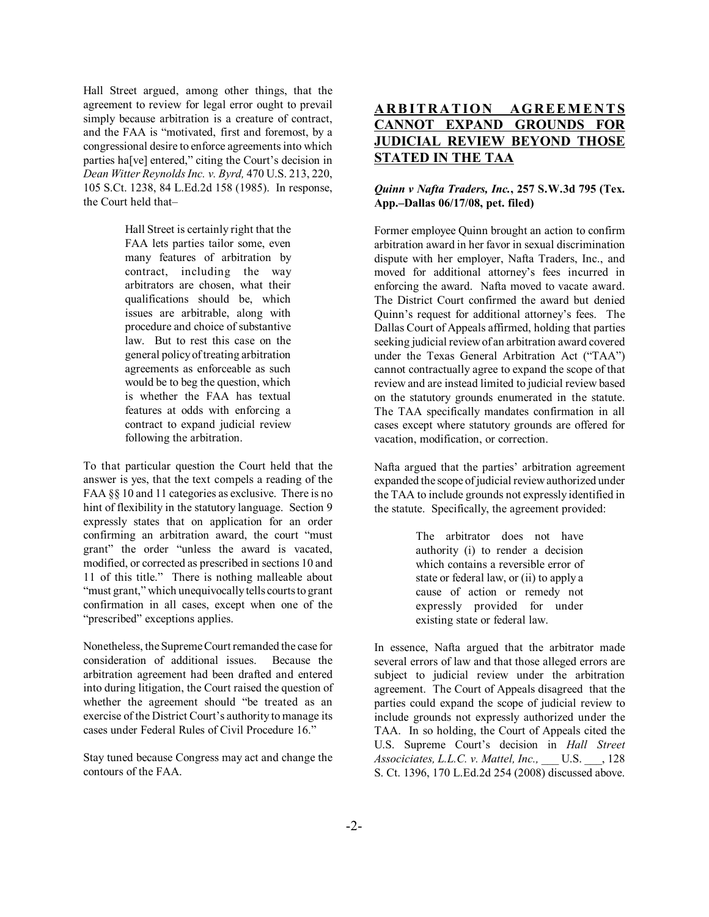Hall Street argued, among other things, that the agreement to review for legal error ought to prevail simply because arbitration is a creature of contract, and the FAA is "motivated, first and foremost, by a congressional desire to enforce agreements into which parties ha[ve] entered," citing the Court's decision in *Dean Witter Reynolds Inc. v. Byrd,* 470 U.S. 213, 220, 105 S.Ct. 1238, 84 L.Ed.2d 158 (1985). In response, the Court held that–

> Hall Street is certainly right that the FAA lets parties tailor some, even many features of arbitration by contract, including the way arbitrators are chosen, what their qualifications should be, which issues are arbitrable, along with procedure and choice of substantive law. But to rest this case on the general policy of treating arbitration agreements as enforceable as such would be to beg the question, which is whether the FAA has textual features at odds with enforcing a contract to expand judicial review following the arbitration.

To that particular question the Court held that the answer is yes, that the text compels a reading of the FAA §§ 10 and 11 categories as exclusive. There is no hint of flexibility in the statutory language. Section 9 expressly states that on application for an order confirming an arbitration award, the court "must grant" the order "unless the award is vacated, modified, or corrected as prescribed in sections 10 and 11 of this title." There is nothing malleable about "must grant," which unequivocally tells courts to grant confirmation in all cases, except when one of the "prescribed" exceptions applies.

Nonetheless, the Supreme Court remanded the case for consideration of additional issues. Because the arbitration agreement had been drafted and entered into during litigation, the Court raised the question of whether the agreement should "be treated as an exercise of the District Court's authority to manage its cases under Federal Rules of Civil Procedure 16."

Stay tuned because Congress may act and change the contours of the FAA.

## ARBITRATION AGREEMENTS CANNOT EXPAND GROUNDS FOR JUDICIAL REVIEW BEYOND THOSE STATED IN THE TAA

***Quinn v Nafta Traders, Inc.*, 257 S.W.3d 795 (Tex. App.–Dallas 06/17/08, pet. filed)**

Former employee Quinn brought an action to confirm arbitration award in her favor in sexual discrimination dispute with her employer, Nafta Traders, Inc., and moved for additional attorney's fees incurred in enforcing the award. Nafta moved to vacate award. The District Court confirmed the award but denied Quinn's request for additional attorney's fees. The Dallas Court of Appeals affirmed, holding that parties seeking judicial review of an arbitration award covered under the Texas General Arbitration Act ("TAA") cannot contractually agree to expand the scope of that review and are instead limited to judicial review based on the statutory grounds enumerated in the statute. The TAA specifically mandates confirmation in all cases except where statutory grounds are offered for vacation, modification, or correction.

Nafta argued that the parties' arbitration agreement expanded the scope of judicial review authorized under the TAA to include grounds not expressly identified in the statute. Specifically, the agreement provided:

> The arbitrator does not have authority (i) to render a decision which contains a reversible error of state or federal law, or (ii) to apply a cause of action or remedy not expressly provided for under existing state or federal law.

In essence, Nafta argued that the arbitrator made several errors of law and that those alleged errors are subject to judicial review under the arbitration agreement. The Court of Appeals disagreed that the parties could expand the scope of judicial review to include grounds not expressly authorized under the TAA. In so holding, the Court of Appeals cited the U.S. Supreme Court's decision in *Hall Street Associciates, L.L.C. v. Mattel, Inc.,* ___ U.S. ___, 128 S. Ct. 1396, 170 L.Ed.2d 254 (2008) discussed above.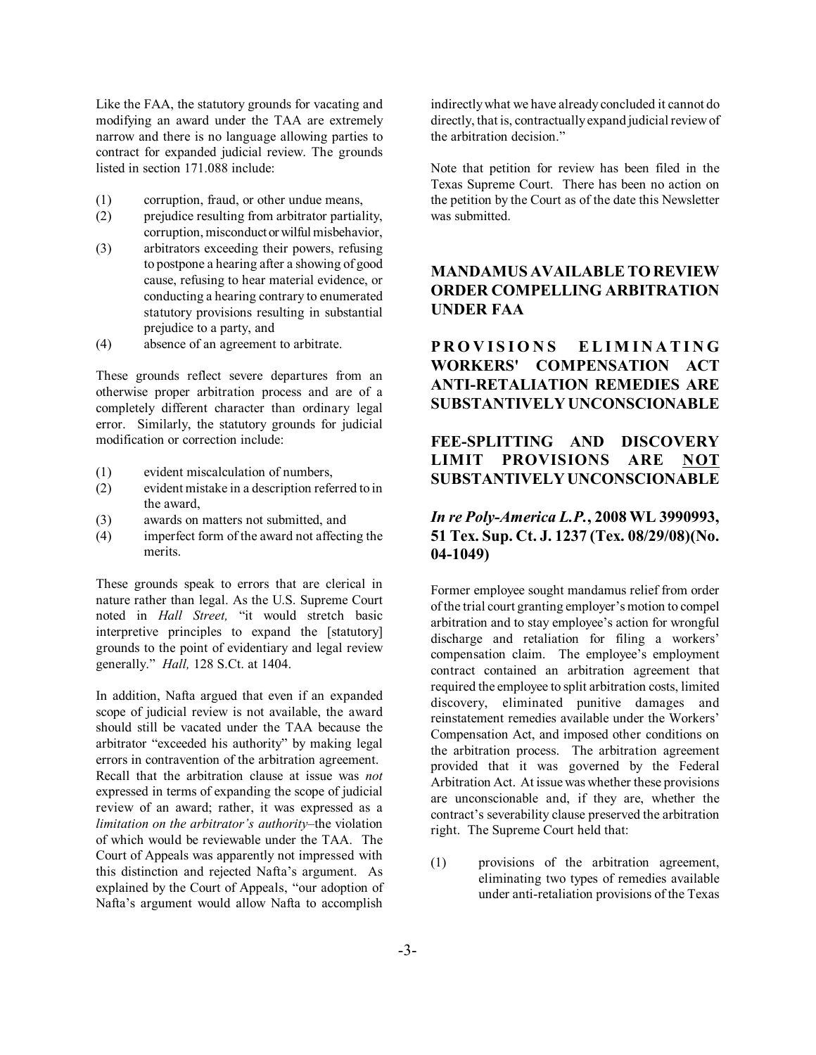Like the FAA, the statutory grounds for vacating and modifying an award under the TAA are extremely narrow and there is no language allowing parties to contract for expanded judicial review. The grounds listed in section 171.088 include:

(1) corruption, fraud, or other undue means,
(2) prejudice resulting from arbitrator partiality, corruption, misconduct or wilful misbehavior,
(3) arbitrators exceeding their powers, refusing to postpone a hearing after a showing of good cause, refusing to hear material evidence, or conducting a hearing contrary to enumerated statutory provisions resulting in substantial prejudice to a party, and
(4) absence of an agreement to arbitrate.

These grounds reflect severe departures from an otherwise proper arbitration process and are of a completely different character than ordinary legal error. Similarly, the statutory grounds for judicial modification or correction include:

(1) evident miscalculation of numbers,
(2) evident mistake in a description referred to in the award,
(3) awards on matters not submitted, and
(4) imperfect form of the award not affecting the merits.

These grounds speak to errors that are clerical in nature rather than legal. As the U.S. Supreme Court noted in *Hall Street,* "it would stretch basic interpretive principles to expand the [statutory] grounds to the point of evidentiary and legal review generally." *Hall,* 128 S.Ct. at 1404.

In addition, Nafta argued that even if an expanded scope of judicial review is not available, the award should still be vacated under the TAA because the arbitrator "exceeded his authority" by making legal errors in contravention of the arbitration agreement. Recall that the arbitration clause at issue was *not* expressed in terms of expanding the scope of judicial review of an award; rather, it was expressed as a *limitation on the arbitrator's authority*–the violation of which would be reviewable under the TAA. The Court of Appeals was apparently not impressed with this distinction and rejected Nafta's argument. As explained by the Court of Appeals, "our adoption of Nafta's argument would allow Nafta to accomplish indirectly what we have already concluded it cannot do directly, that is, contractually expand judicial review of the arbitration decision."

Note that petition for review has been filed in the Texas Supreme Court. There has been no action on the petition by the Court as of the date this Newsletter was submitted.

## MANDAMUS AVAILABLE TO REVIEW ORDER COMPELLING ARBITRATION UNDER FAA

## PROVISIONS ELIMINATING WORKERS' COMPENSATION ACT ANTI-RETALIATION REMEDIES ARE SUBSTANTIVELY UNCONSCIONABLE

## FEE-SPLITTING AND DISCOVERY LIMIT PROVISIONS ARE NOT SUBSTANTIVELY UNCONSCIONABLE

## *In re Poly-America L.P.*, 2008 WL 3990993, 51 Tex. Sup. Ct. J. 1237 (Tex. 08/29/08)(No. 04-1049)

Former employee sought mandamus relief from order of the trial court granting employer's motion to compel arbitration and to stay employee's action for wrongful discharge and retaliation for filing a workers' compensation claim. The employee's employment contract contained an arbitration agreement that required the employee to split arbitration costs, limited discovery, eliminated punitive damages and reinstatement remedies available under the Workers' Compensation Act, and imposed other conditions on the arbitration process. The arbitration agreement provided that it was governed by the Federal Arbitration Act. At issue was whether these provisions are unconscionable and, if they are, whether the contract's severability clause preserved the arbitration right. The Supreme Court held that:

(1) provisions of the arbitration agreement, eliminating two types of remedies available under anti-retaliation provisions of the Texas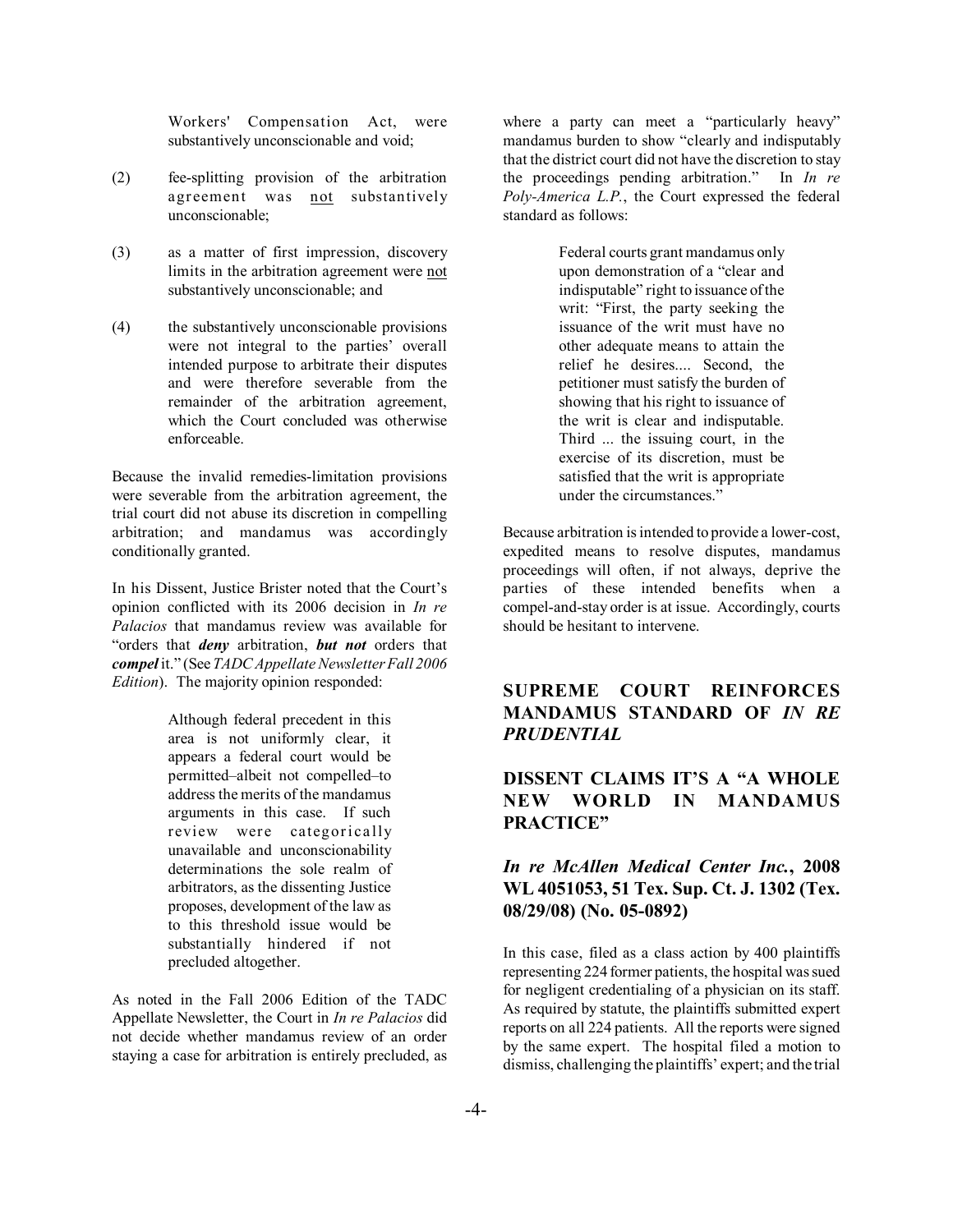Workers' Compensation Act, were substantively unconscionable and void;

(2) fee-splitting provision of the arbitration agreement was <u>not</u> substantively unconscionable;

(3) as a matter of first impression, discovery limits in the arbitration agreement were <u>not</u> substantively unconscionable; and

(4) the substantively unconscionable provisions were not integral to the parties' overall intended purpose to arbitrate their disputes and were therefore severable from the remainder of the arbitration agreement, which the Court concluded was otherwise enforceable.

Because the invalid remedies-limitation provisions were severable from the arbitration agreement, the trial court did not abuse its discretion in compelling arbitration; and mandamus was accordingly conditionally granted.

In his Dissent, Justice Brister noted that the Court's opinion conflicted with its 2006 decision in *In re Palacios* that mandamus review was available for "orders that ***deny*** arbitration, ***but not*** orders that ***compel*** it." (See *TADC Appellate Newsletter Fall 2006 Edition*). The majority opinion responded:

> Although federal precedent in this area is not uniformly clear, it appears a federal court would be permitted–albeit not compelled–to address the merits of the mandamus arguments in this case. If such review were categorically unavailable and unconscionability determinations the sole realm of arbitrators, as the dissenting Justice proposes, development of the law as to this threshold issue would be substantially hindered if not precluded altogether.

As noted in the Fall 2006 Edition of the TADC Appellate Newsletter, the Court in *In re Palacios* did not decide whether mandamus review of an order staying a case for arbitration is entirely precluded, as where a party can meet a "particularly heavy" mandamus burden to show "clearly and indisputably that the district court did not have the discretion to stay the proceedings pending arbitration." In *In re Poly-America L.P.*, the Court expressed the federal standard as follows:

> Federal courts grant mandamus only upon demonstration of a "clear and indisputable" right to issuance of the writ: "First, the party seeking the issuance of the writ must have no other adequate means to attain the relief he desires.... Second, the petitioner must satisfy the burden of showing that his right to issuance of the writ is clear and indisputable. Third ... the issuing court, in the exercise of its discretion, must be satisfied that the writ is appropriate under the circumstances."

Because arbitration is intended to provide a lower-cost, expedited means to resolve disputes, mandamus proceedings will often, if not always, deprive the parties of these intended benefits when a compel-and-stay order is at issue. Accordingly, courts should be hesitant to intervene.

## SUPREME COURT REINFORCES MANDAMUS STANDARD OF *IN RE PRUDENTIAL*

## DISSENT CLAIMS IT'S A "A WHOLE NEW WORLD IN MANDAMUS PRACTICE"

### *In re McAllen Medical Center Inc.*, 2008 WL 4051053, 51 Tex. Sup. Ct. J. 1302 (Tex. 08/29/08) (No. 05-0892)

In this case, filed as a class action by 400 plaintiffs representing 224 former patients, the hospital was sued for negligent credentialing of a physician on its staff. As required by statute, the plaintiffs submitted expert reports on all 224 patients. All the reports were signed by the same expert. The hospital filed a motion to dismiss, challenging the plaintiffs' expert; and the trial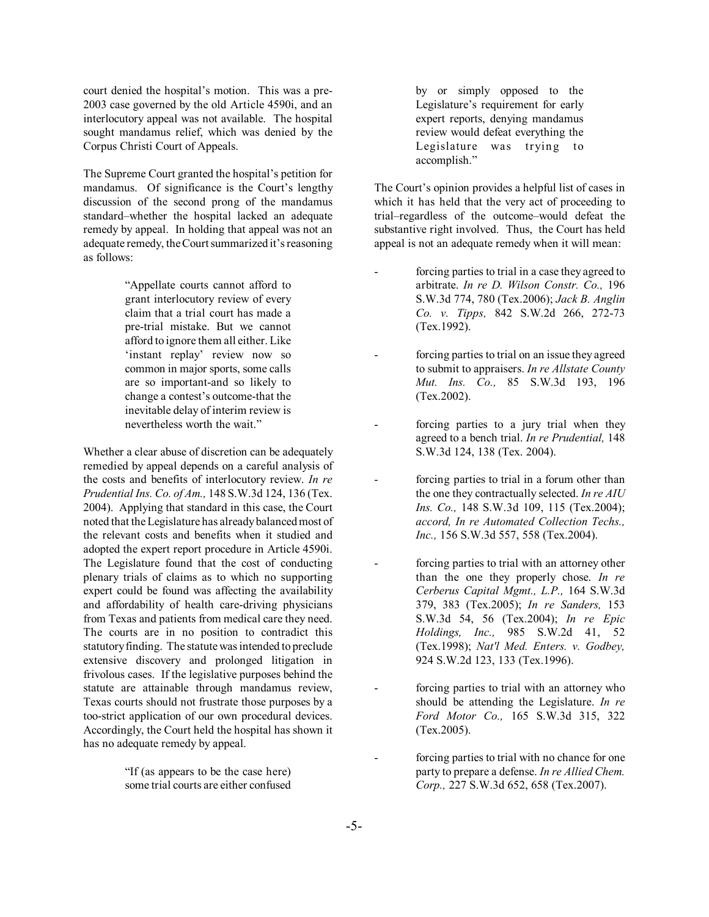court denied the hospital's motion. This was a pre-2003 case governed by the old Article 4590i, and an interlocutory appeal was not available. The hospital sought mandamus relief, which was denied by the Corpus Christi Court of Appeals.

The Supreme Court granted the hospital's petition for mandamus. Of significance is the Court's lengthy discussion of the second prong of the mandamus standard–whether the hospital lacked an adequate remedy by appeal. In holding that appeal was not an adequate remedy, the Court summarized it's reasoning as follows:

> "Appellate courts cannot afford to grant interlocutory review of every claim that a trial court has made a pre-trial mistake. But we cannot afford to ignore them all either. Like 'instant replay' review now so common in major sports, some calls are so important-and so likely to change a contest's outcome-that the inevitable delay of interim review is nevertheless worth the wait."

Whether a clear abuse of discretion can be adequately remedied by appeal depends on a careful analysis of the costs and benefits of interlocutory review. *In re Prudential Ins. Co. of Am.,* 148 S.W.3d 124, 136 (Tex. 2004). Applying that standard in this case, the Court noted that the Legislature has already balanced most of the relevant costs and benefits when it studied and adopted the expert report procedure in Article 4590i. The Legislature found that the cost of conducting plenary trials of claims as to which no supporting expert could be found was affecting the availability and affordability of health care-driving physicians from Texas and patients from medical care they need. The courts are in no position to contradict this statutory finding. The statute was intended to preclude extensive discovery and prolonged litigation in frivolous cases. If the legislative purposes behind the statute are attainable through mandamus review, Texas courts should not frustrate those purposes by a too-strict application of our own procedural devices. Accordingly, the Court held the hospital has shown it has no adequate remedy by appeal.

> "If (as appears to be the case here) some trial courts are either confused by or simply opposed to the Legislature's requirement for early expert reports, denying mandamus review would defeat everything the Legislature was trying to accomplish."

The Court's opinion provides a helpful list of cases in which it has held that the very act of proceeding to trial–regardless of the outcome–would defeat the substantive right involved. Thus, the Court has held appeal is not an adequate remedy when it will mean:

- forcing parties to trial in a case they agreed to arbitrate. *In re D. Wilson Constr. Co.,* 196 S.W.3d 774, 780 (Tex.2006); *Jack B. Anglin Co. v. Tipps,* 842 S.W.2d 266, 272-73 (Tex.1992).
- forcing parties to trial on an issue they agreed to submit to appraisers. *In re Allstate County Mut. Ins. Co.,* 85 S.W.3d 193, 196 (Tex.2002).
- forcing parties to a jury trial when they agreed to a bench trial. *In re Prudential,* 148 S.W.3d 124, 138 (Tex. 2004).
- forcing parties to trial in a forum other than the one they contractually selected. *In re AIU Ins. Co.,* 148 S.W.3d 109, 115 (Tex.2004); *accord, In re Automated Collection Techs., Inc.,* 156 S.W.3d 557, 558 (Tex.2004).
- forcing parties to trial with an attorney other than the one they properly chose. *In re Cerberus Capital Mgmt., L.P.,* 164 S.W.3d 379, 383 (Tex.2005); *In re Sanders,* 153 S.W.3d 54, 56 (Tex.2004); *In re Epic Holdings, Inc.,* 985 S.W.2d 41, 52 (Tex.1998); *Nat'l Med. Enters. v. Godbey,* 924 S.W.2d 123, 133 (Tex.1996).
- forcing parties to trial with an attorney who should be attending the Legislature. *In re Ford Motor Co.,* 165 S.W.3d 315, 322 (Tex.2005).
- forcing parties to trial with no chance for one party to prepare a defense. *In re Allied Chem. Corp.,* 227 S.W.3d 652, 658 (Tex.2007).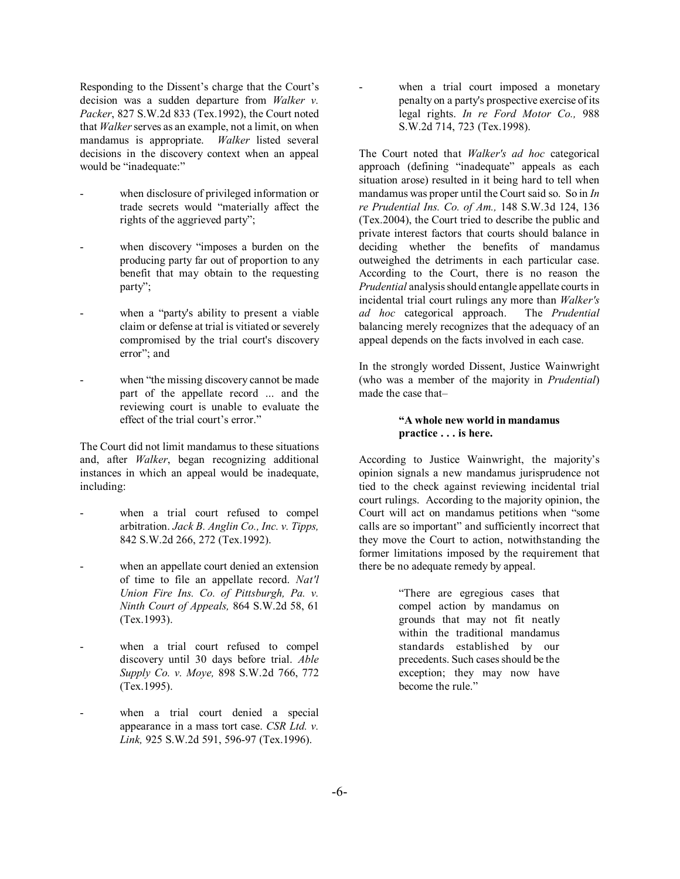Responding to the Dissent's charge that the Court's decision was a sudden departure from *Walker v. Packer*, 827 S.W.2d 833 (Tex.1992), the Court noted that *Walker* serves as an example, not a limit, on when mandamus is appropriate. *Walker* listed several decisions in the discovery context when an appeal would be "inadequate:"

- when disclosure of privileged information or trade secrets would "materially affect the rights of the aggrieved party";
- when discovery "imposes a burden on the producing party far out of proportion to any benefit that may obtain to the requesting party";
- when a "party's ability to present a viable claim or defense at trial is vitiated or severely compromised by the trial court's discovery error"; and
- when "the missing discovery cannot be made part of the appellate record ... and the reviewing court is unable to evaluate the effect of the trial court's error."

The Court did not limit mandamus to these situations and, after *Walker*, began recognizing additional instances in which an appeal would be inadequate, including:

- when a trial court refused to compel arbitration. *Jack B. Anglin Co., Inc. v. Tipps,* 842 S.W.2d 266, 272 (Tex.1992).
- when an appellate court denied an extension of time to file an appellate record. *Nat'l Union Fire Ins. Co. of Pittsburgh, Pa. v. Ninth Court of Appeals,* 864 S.W.2d 58, 61 (Tex.1993).
- when a trial court refused to compel discovery until 30 days before trial. *Able Supply Co. v. Moye,* 898 S.W.2d 766, 772 (Tex.1995).
- when a trial court denied a special appearance in a mass tort case. *CSR Ltd. v. Link,* 925 S.W.2d 591, 596-97 (Tex.1996).
- when a trial court imposed a monetary penalty on a party's prospective exercise of its legal rights. *In re Ford Motor Co.,* 988 S.W.2d 714, 723 (Tex.1998).

The Court noted that *Walker's ad hoc* categorical approach (defining "inadequate" appeals as each situation arose) resulted in it being hard to tell when mandamus was proper until the Court said so. So in *In re Prudential Ins. Co. of Am.,* 148 S.W.3d 124, 136 (Tex.2004), the Court tried to describe the public and private interest factors that courts should balance in deciding whether the benefits of mandamus outweighed the detriments in each particular case. According to the Court, there is no reason the *Prudential* analysis should entangle appellate courts in incidental trial court rulings any more than *Walker's ad hoc* categorical approach. The *Prudential* balancing merely recognizes that the adequacy of an appeal depends on the facts involved in each case.

In the strongly worded Dissent, Justice Wainwright (who was a member of the majority in *Prudential*) made the case that–

> **"A whole new world in mandamus practice . . . is here.**

According to Justice Wainwright, the majority's opinion signals a new mandamus jurisprudence not tied to the check against reviewing incidental trial court rulings. According to the majority opinion, the Court will act on mandamus petitions when "some calls are so important" and sufficiently incorrect that they move the Court to action, notwithstanding the former limitations imposed by the requirement that there be no adequate remedy by appeal.

> "There are egregious cases that compel action by mandamus on grounds that may not fit neatly within the traditional mandamus standards established by our precedents. Such cases should be the exception; they may now have become the rule."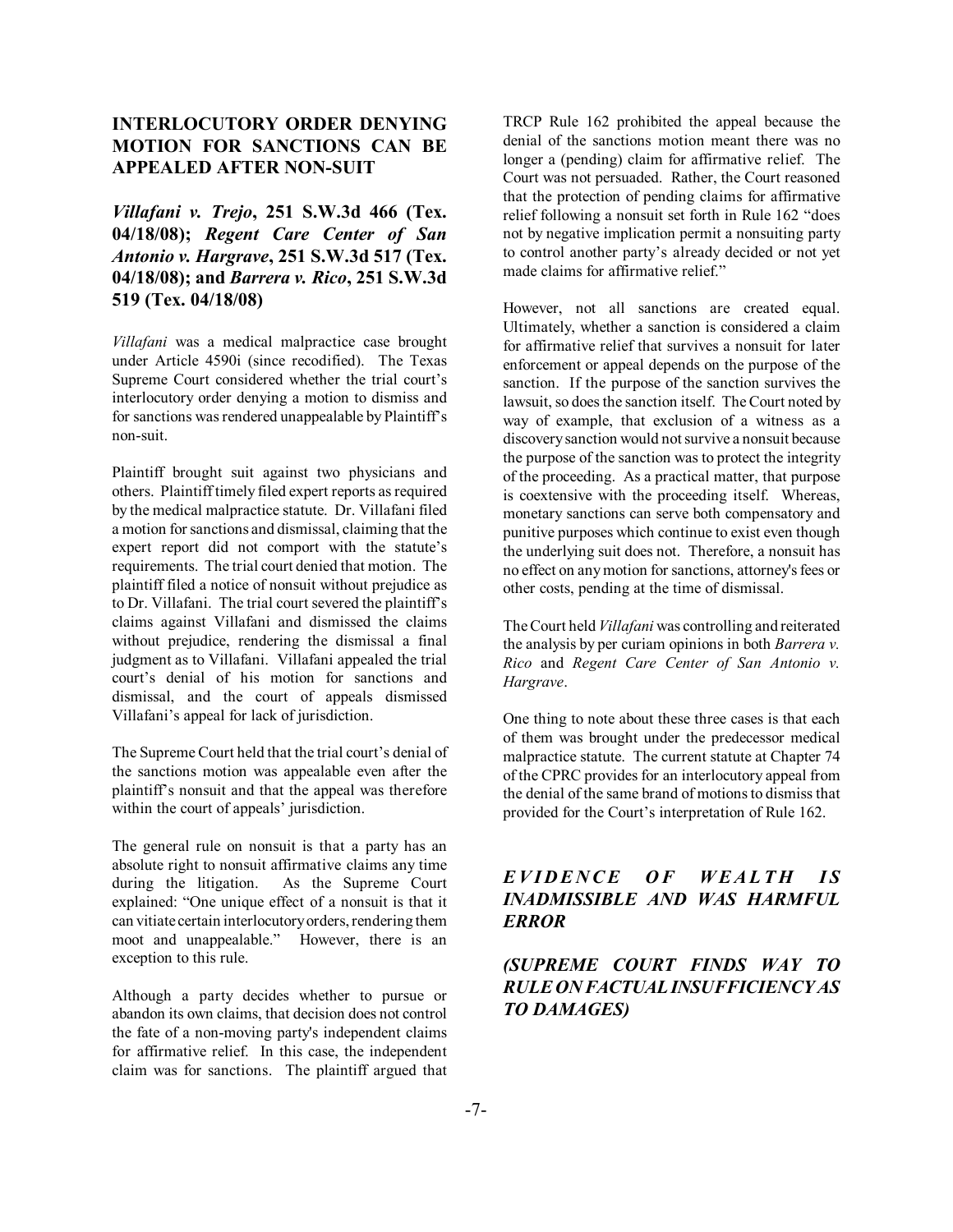## INTERLOCUTORY ORDER DENYING MOTION FOR SANCTIONS CAN BE APPEALED AFTER NON-SUIT

### *Villafani v. Trejo*, 251 S.W.3d 466 (Tex. 04/18/08); *Regent Care Center of San Antonio v. Hargrave*, 251 S.W.3d 517 (Tex. 04/18/08); and *Barrera v. Rico*, 251 S.W.3d 519 (Tex. 04/18/08)

*Villafani* was a medical malpractice case brought under Article 4590i (since recodified). The Texas Supreme Court considered whether the trial court's interlocutory order denying a motion to dismiss and for sanctions was rendered unappealable by Plaintiff's non-suit.

Plaintiff brought suit against two physicians and others. Plaintiff timely filed expert reports as required by the medical malpractice statute. Dr. Villafani filed a motion for sanctions and dismissal, claiming that the expert report did not comport with the statute's requirements. The trial court denied that motion. The plaintiff filed a notice of nonsuit without prejudice as to Dr. Villafani. The trial court severed the plaintiff's claims against Villafani and dismissed the claims without prejudice, rendering the dismissal a final judgment as to Villafani. Villafani appealed the trial court's denial of his motion for sanctions and dismissal, and the court of appeals dismissed Villafani's appeal for lack of jurisdiction.

The Supreme Court held that the trial court's denial of the sanctions motion was appealable even after the plaintiff's nonsuit and that the appeal was therefore within the court of appeals' jurisdiction.

The general rule on nonsuit is that a party has an absolute right to nonsuit affirmative claims any time during the litigation. As the Supreme Court explained: "One unique effect of a nonsuit is that it can vitiate certain interlocutory orders, rendering them moot and unappealable." However, there is an exception to this rule.

Although a party decides whether to pursue or abandon its own claims, that decision does not control the fate of a non-moving party's independent claims for affirmative relief. In this case, the independent claim was for sanctions. The plaintiff argued that TRCP Rule 162 prohibited the appeal because the denial of the sanctions motion meant there was no longer a (pending) claim for affirmative relief. The Court was not persuaded. Rather, the Court reasoned that the protection of pending claims for affirmative relief following a nonsuit set forth in Rule 162 "does not by negative implication permit a nonsuiting party to control another party's already decided or not yet made claims for affirmative relief."

However, not all sanctions are created equal. Ultimately, whether a sanction is considered a claim for affirmative relief that survives a nonsuit for later enforcement or appeal depends on the purpose of the sanction. If the purpose of the sanction survives the lawsuit, so does the sanction itself. The Court noted by way of example, that exclusion of a witness as a discovery sanction would not survive a nonsuit because the purpose of the sanction was to protect the integrity of the proceeding. As a practical matter, that purpose is coextensive with the proceeding itself. Whereas, monetary sanctions can serve both compensatory and punitive purposes which continue to exist even though the underlying suit does not. Therefore, a nonsuit has no effect on any motion for sanctions, attorney's fees or other costs, pending at the time of dismissal.

The Court held *Villafani* was controlling and reiterated the analysis by per curiam opinions in both *Barrera v. Rico* and *Regent Care Center of San Antonio v. Hargrave*.

One thing to note about these three cases is that each of them was brought under the predecessor medical malpractice statute. The current statute at Chapter 74 of the CPRC provides for an interlocutory appeal from the denial of the same brand of motions to dismiss that provided for the Court's interpretation of Rule 162.

## *EVIDENCE OF WEALTH IS INADMISSIBLE AND WAS HARMFUL ERROR*

## *(SUPREME COURT FINDS WAY TO RULE ON FACTUAL INSUFFICIENCY AS TO DAMAGES)*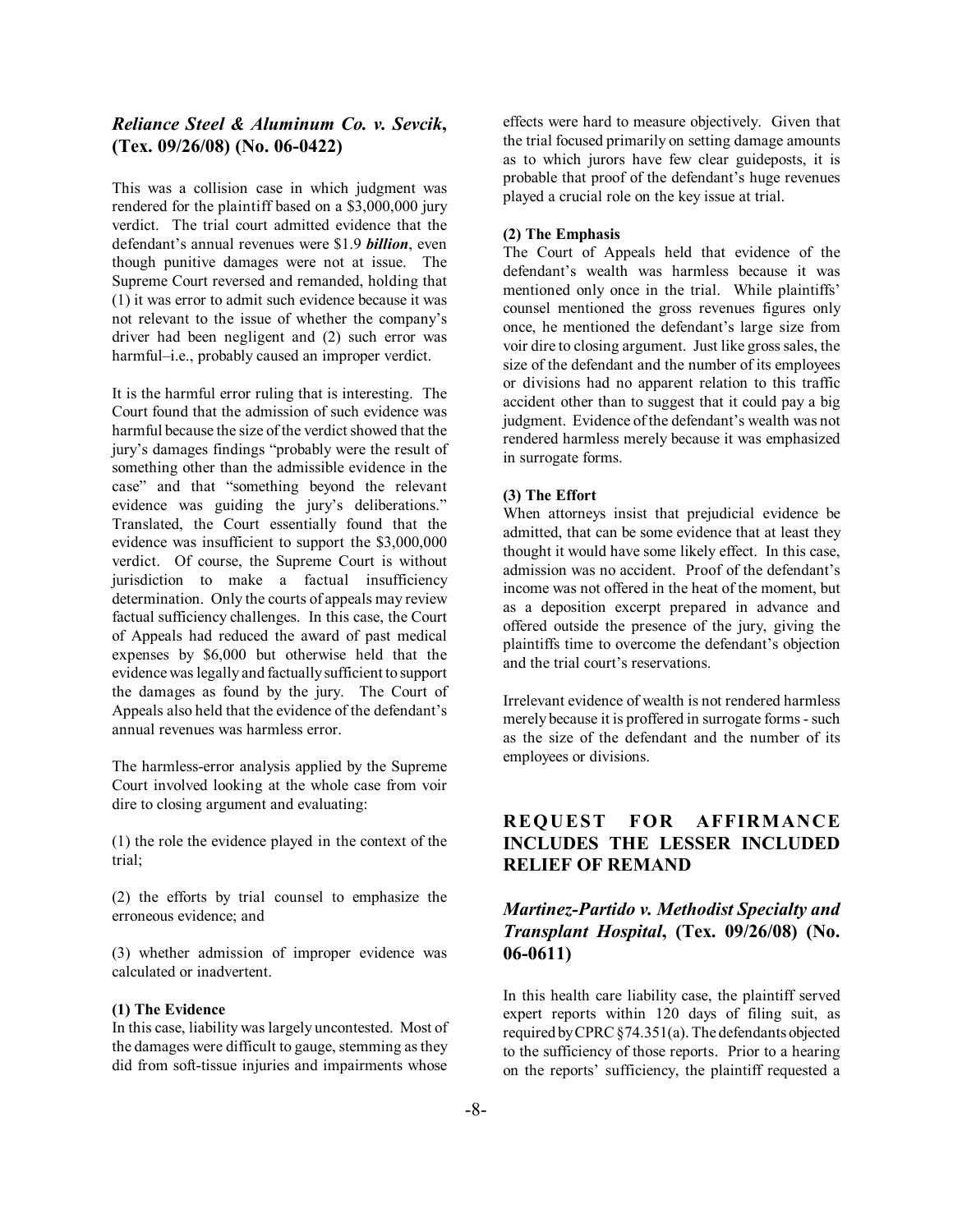### *Reliance Steel & Aluminum Co. v. Sevcik*, (Tex. 09/26/08) (No. 06-0422)

This was a collision case in which judgment was rendered for the plaintiff based on a $3,000,000 jury verdict. The trial court admitted evidence that the defendant's annual revenues were $1.9 ***billion***, even though punitive damages were not at issue. The Supreme Court reversed and remanded, holding that (1) it was error to admit such evidence because it was not relevant to the issue of whether the company's driver had been negligent and (2) such error was harmful–i.e., probably caused an improper verdict.

It is the harmful error ruling that is interesting. The Court found that the admission of such evidence was harmful because the size of the verdict showed that the jury's damages findings "probably were the result of something other than the admissible evidence in the case" and that "something beyond the relevant evidence was guiding the jury's deliberations." Translated, the Court essentially found that the evidence was insufficient to support the $3,000,000 verdict. Of course, the Supreme Court is without jurisdiction to make a factual insufficiency determination. Only the courts of appeals may review factual sufficiency challenges. In this case, the Court of Appeals had reduced the award of past medical expenses by $6,000 but otherwise held that the evidence was legally and factually sufficient to support the damages as found by the jury. The Court of Appeals also held that the evidence of the defendant's annual revenues was harmless error.

The harmless-error analysis applied by the Supreme Court involved looking at the whole case from voir dire to closing argument and evaluating:

(1) the role the evidence played in the context of the trial;

(2) the efforts by trial counsel to emphasize the erroneous evidence; and

(3) whether admission of improper evidence was calculated or inadvertent.

**(1) The Evidence**
In this case, liability was largely uncontested. Most of the damages were difficult to gauge, stemming as they did from soft-tissue injuries and impairments whose effects were hard to measure objectively. Given that the trial focused primarily on setting damage amounts as to which jurors have few clear guideposts, it is probable that proof of the defendant's huge revenues played a crucial role on the key issue at trial.

**(2) The Emphasis**
The Court of Appeals held that evidence of the defendant's wealth was harmless because it was mentioned only once in the trial. While plaintiffs' counsel mentioned the gross revenues figures only once, he mentioned the defendant's large size from voir dire to closing argument. Just like gross sales, the size of the defendant and the number of its employees or divisions had no apparent relation to this traffic accident other than to suggest that it could pay a big judgment. Evidence of the defendant's wealth was not rendered harmless merely because it was emphasized in surrogate forms.

**(3) The Effort**
When attorneys insist that prejudicial evidence be admitted, that can be some evidence that at least they thought it would have some likely effect. In this case, admission was no accident. Proof of the defendant's income was not offered in the heat of the moment, but as a deposition excerpt prepared in advance and offered outside the presence of the jury, giving the plaintiffs time to overcome the defendant's objection and the trial court's reservations.

Irrelevant evidence of wealth is not rendered harmless merely because it is proffered in surrogate forms - such as the size of the defendant and the number of its employees or divisions.

## REQUEST FOR AFFIRMANCE INCLUDES THE LESSER INCLUDED RELIEF OF REMAND

### *Martinez-Partido v. Methodist Specialty and Transplant Hospital*, (Tex. 09/26/08) (No. 06-0611)

In this health care liability case, the plaintiff served expert reports within 120 days of filing suit, as required by CPRC §74.351(a). The defendants objected to the sufficiency of those reports. Prior to a hearing on the reports' sufficiency, the plaintiff requested a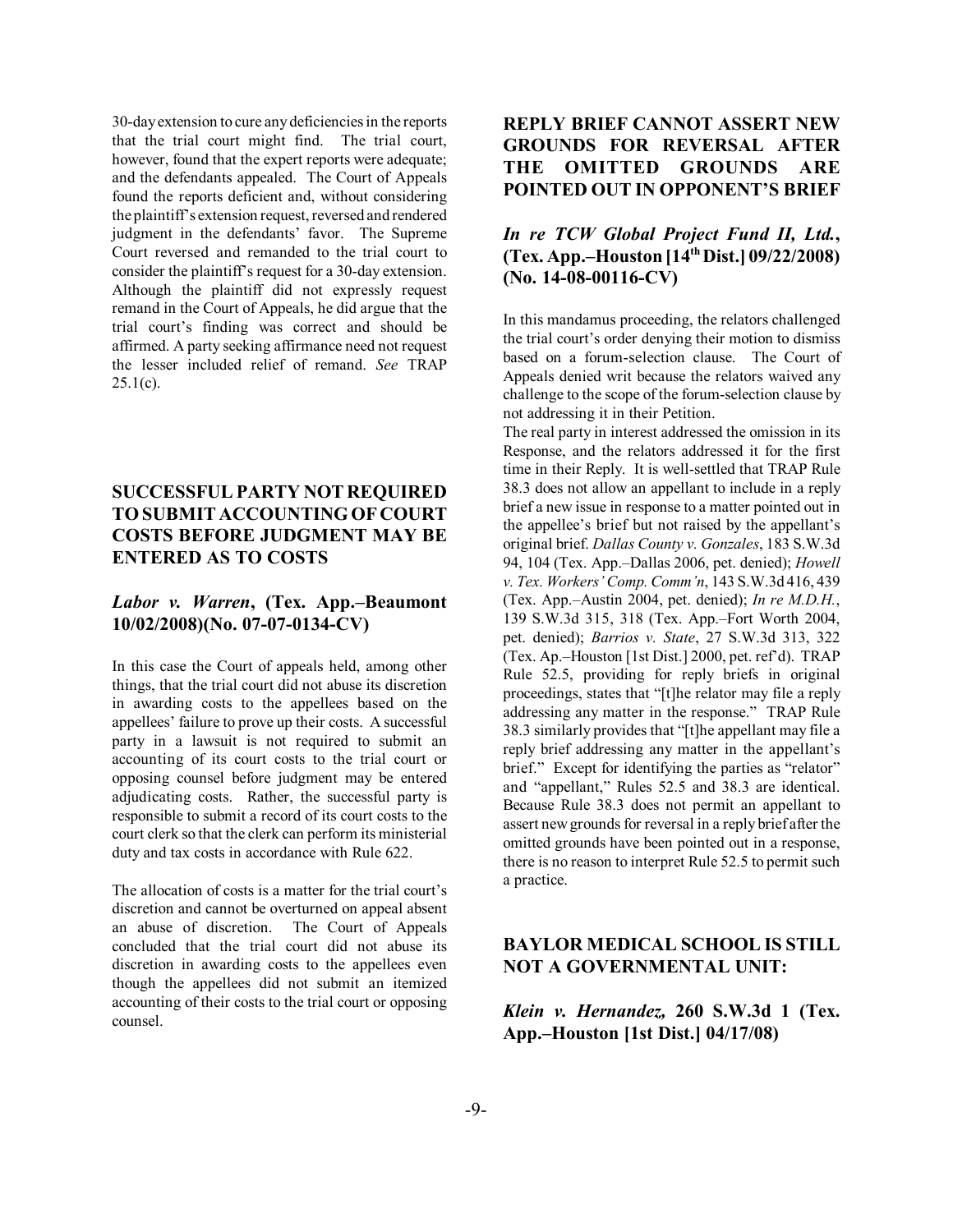30-day extension to cure any deficiencies in the reports that the trial court might find. The trial court, however, found that the expert reports were adequate; and the defendants appealed. The Court of Appeals found the reports deficient and, without considering the plaintiff's extension request, reversed and rendered judgment in the defendants' favor. The Supreme Court reversed and remanded to the trial court to consider the plaintiff's request for a 30-day extension. Although the plaintiff did not expressly request remand in the Court of Appeals, he did argue that the trial court's finding was correct and should be affirmed. A party seeking affirmance need not request the lesser included relief of remand. *See* TRAP 25.1(c).

## SUCCESSFUL PARTY NOT REQUIRED TO SUBMIT ACCOUNTING OF COURT COSTS BEFORE JUDGMENT MAY BE ENTERED AS TO COSTS

### *Labor v. Warren*, (Tex. App.–Beaumont 10/02/2008)(No. 07-07-0134-CV)

In this case the Court of appeals held, among other things, that the trial court did not abuse its discretion in awarding costs to the appellees based on the appellees' failure to prove up their costs. A successful party in a lawsuit is not required to submit an accounting of its court costs to the trial court or opposing counsel before judgment may be entered adjudicating costs. Rather, the successful party is responsible to submit a record of its court costs to the court clerk so that the clerk can perform its ministerial duty and tax costs in accordance with Rule 622.

The allocation of costs is a matter for the trial court's discretion and cannot be overturned on appeal absent an abuse of discretion. The Court of Appeals concluded that the trial court did not abuse its discretion in awarding costs to the appellees even though the appellees did not submit an itemized accounting of their costs to the trial court or opposing counsel.

## REPLY BRIEF CANNOT ASSERT NEW GROUNDS FOR REVERSAL AFTER THE OMITTED GROUNDS ARE POINTED OUT IN OPPONENT'S BRIEF

### *In re TCW Global Project Fund II, Ltd.*, (Tex. App.–Houston [14th Dist.] 09/22/2008) (No. 14-08-00116-CV)

In this mandamus proceeding, the relators challenged the trial court's order denying their motion to dismiss based on a forum-selection clause. The Court of Appeals denied writ because the relators waived any challenge to the scope of the forum-selection clause by not addressing it in their Petition.

The real party in interest addressed the omission in its Response, and the relators addressed it for the first time in their Reply. It is well-settled that TRAP Rule 38.3 does not allow an appellant to include in a reply brief a new issue in response to a matter pointed out in the appellee's brief but not raised by the appellant's original brief. *Dallas County v. Gonzales*, 183 S.W.3d 94, 104 (Tex. App.–Dallas 2006, pet. denied); *Howell v. Tex. Workers' Comp. Comm'n*, 143 S.W.3d 416, 439 (Tex. App.–Austin 2004, pet. denied); *In re M.D.H.*, 139 S.W.3d 315, 318 (Tex. App.–Fort Worth 2004, pet. denied); *Barrios v. State*, 27 S.W.3d 313, 322 (Tex. Ap.–Houston [1st Dist.] 2000, pet. ref'd). TRAP Rule 52.5, providing for reply briefs in original proceedings, states that "[t]he relator may file a reply addressing any matter in the response." TRAP Rule 38.3 similarly provides that "[t]he appellant may file a reply brief addressing any matter in the appellant's brief." Except for identifying the parties as "relator" and "appellant," Rules 52.5 and 38.3 are identical. Because Rule 38.3 does not permit an appellant to assert new grounds for reversal in a reply brief after the omitted grounds have been pointed out in a response, there is no reason to interpret Rule 52.5 to permit such a practice.

## BAYLOR MEDICAL SCHOOL IS STILL NOT A GOVERNMENTAL UNIT:

### *Klein v. Hernandez,* 260 S.W.3d 1 (Tex. App.–Houston [1st Dist.] 04/17/08)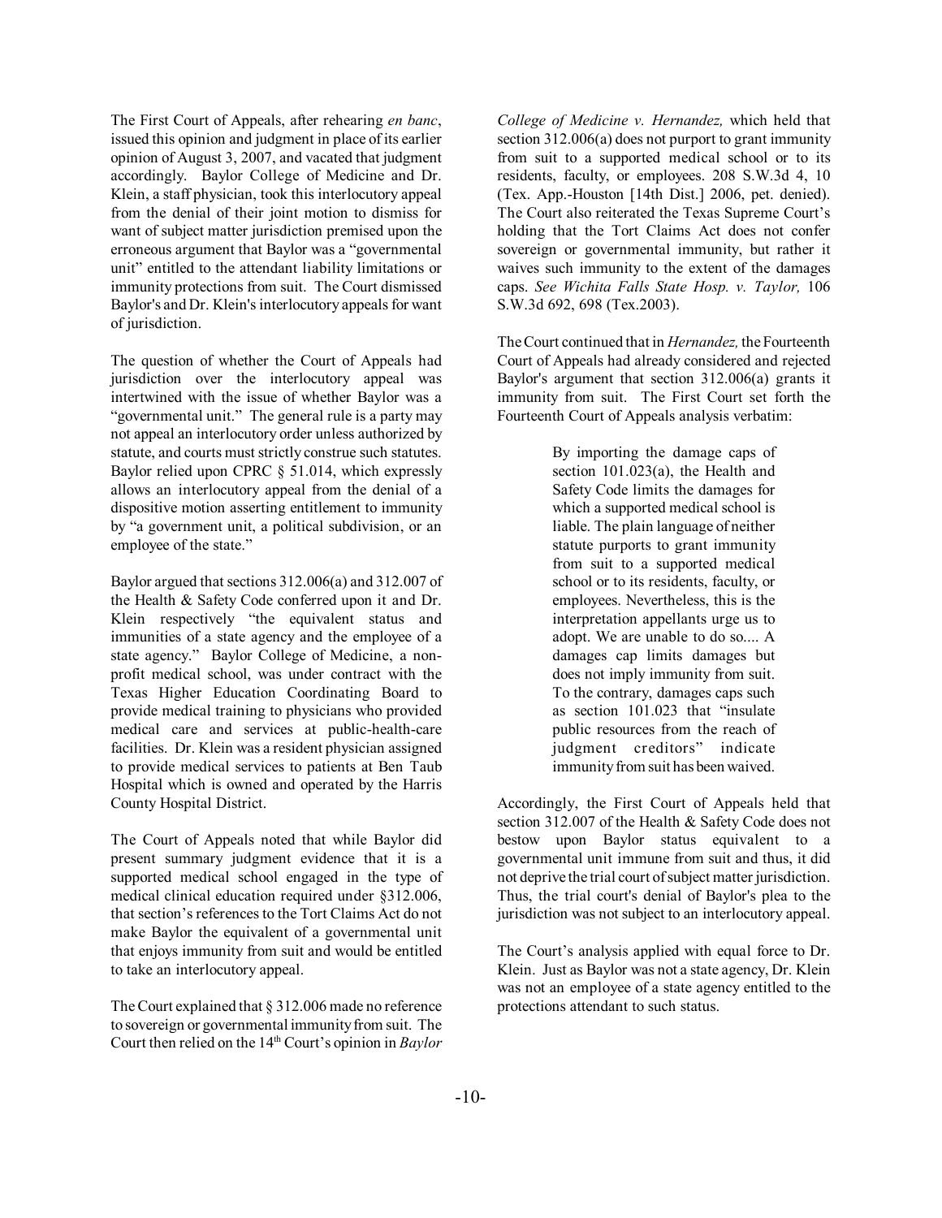The First Court of Appeals, after rehearing *en banc*, issued this opinion and judgment in place of its earlier opinion of August 3, 2007, and vacated that judgment accordingly. Baylor College of Medicine and Dr. Klein, a staff physician, took this interlocutory appeal from the denial of their joint motion to dismiss for want of subject matter jurisdiction premised upon the erroneous argument that Baylor was a "governmental unit" entitled to the attendant liability limitations or immunity protections from suit. The Court dismissed Baylor's and Dr. Klein's interlocutory appeals for want of jurisdiction.

The question of whether the Court of Appeals had jurisdiction over the interlocutory appeal was intertwined with the issue of whether Baylor was a "governmental unit." The general rule is a party may not appeal an interlocutory order unless authorized by statute, and courts must strictly construe such statutes. Baylor relied upon CPRC § 51.014, which expressly allows an interlocutory appeal from the denial of a dispositive motion asserting entitlement to immunity by "a government unit, a political subdivision, or an employee of the state."

Baylor argued that sections 312.006(a) and 312.007 of the Health & Safety Code conferred upon it and Dr. Klein respectively "the equivalent status and immunities of a state agency and the employee of a state agency." Baylor College of Medicine, a non-profit medical school, was under contract with the Texas Higher Education Coordinating Board to provide medical training to physicians who provided medical care and services at public-health-care facilities. Dr. Klein was a resident physician assigned to provide medical services to patients at Ben Taub Hospital which is owned and operated by the Harris County Hospital District.

The Court of Appeals noted that while Baylor did present summary judgment evidence that it is a supported medical school engaged in the type of medical clinical education required under §312.006, that section's references to the Tort Claims Act do not make Baylor the equivalent of a governmental unit that enjoys immunity from suit and would be entitled to take an interlocutory appeal.

The Court explained that § 312.006 made no reference to sovereign or governmental immunity from suit. The Court then relied on the 14th Court's opinion in *Baylor College of Medicine v. Hernandez,* which held that section 312.006(a) does not purport to grant immunity from suit to a supported medical school or to its residents, faculty, or employees. 208 S.W.3d 4, 10 (Tex. App.-Houston [14th Dist.] 2006, pet. denied). The Court also reiterated the Texas Supreme Court's holding that the Tort Claims Act does not confer sovereign or governmental immunity, but rather it waives such immunity to the extent of the damages caps. *See Wichita Falls State Hosp. v. Taylor,* 106 S.W.3d 692, 698 (Tex.2003).

The Court continued that in *Hernandez,* the Fourteenth Court of Appeals had already considered and rejected Baylor's argument that section 312.006(a) grants it immunity from suit. The First Court set forth the Fourteenth Court of Appeals analysis verbatim:

> By importing the damage caps of section 101.023(a), the Health and Safety Code limits the damages for which a supported medical school is liable. The plain language of neither statute purports to grant immunity from suit to a supported medical school or to its residents, faculty, or employees. Nevertheless, this is the interpretation appellants urge us to adopt. We are unable to do so.... A damages cap limits damages but does not imply immunity from suit. To the contrary, damages caps such as section 101.023 that "insulate public resources from the reach of judgment creditors" indicate immunity from suit has been waived.

Accordingly, the First Court of Appeals held that section 312.007 of the Health & Safety Code does not bestow upon Baylor status equivalent to a governmental unit immune from suit and thus, it did not deprive the trial court of subject matter jurisdiction. Thus, the trial court's denial of Baylor's plea to the jurisdiction was not subject to an interlocutory appeal.

The Court's analysis applied with equal force to Dr. Klein. Just as Baylor was not a state agency, Dr. Klein was not an employee of a state agency entitled to the protections attendant to such status.